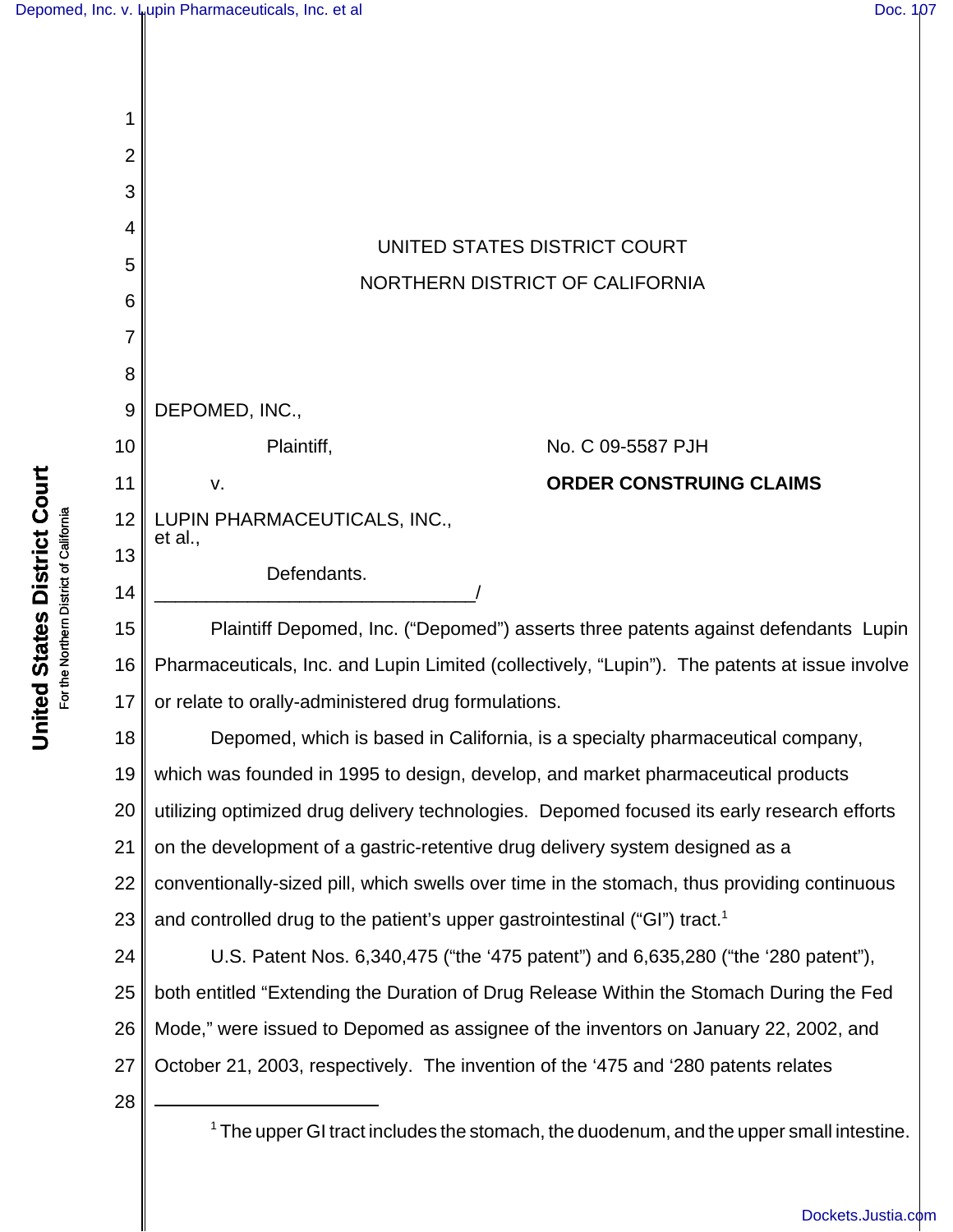UNITED STATES DISTRICT COURT

NORTHERN DISTRICT OF CALIFORNIA

DEPOMED, INC.,

Plaintiff,

v.

LUPIN PHARMACEUTICALS, INC., et al.,

Defendants.

_______________________________/

No. C 09-5587 PJH

**ORDER CONSTRUING CLAIMS**

Plaintiff Depomed, Inc. ("Depomed") asserts three patents against defendants Lupin Pharmaceuticals, Inc. and Lupin Limited (collectively, "Lupin"). The patents at issue involve or relate to orally-administered drug formulations.

Depomed, which is based in California, is a specialty pharmaceutical company, which was founded in 1995 to design, develop, and market pharmaceutical products utilizing optimized drug delivery technologies. Depomed focused its early research efforts on the development of a gastric-retentive drug delivery system designed as a conventionally-sized pill, which swells over time in the stomach, thus providing continuous and controlled drug to the patient's upper gastrointestinal ("GI") tract.[1]

U.S. Patent Nos. 6,340,475 ("the '475 patent") and 6,635,280 ("the '280 patent"), both entitled "Extending the Duration of Drug Release Within the Stomach During the Fed Mode," were issued to Depomed as assignee of the inventors on January 22, 2002, and October 21, 2003, respectively. The invention of the '475 and '280 patents relates

[1] The upper GI tract includes the stomach, the duodenum, and the upper small intestine.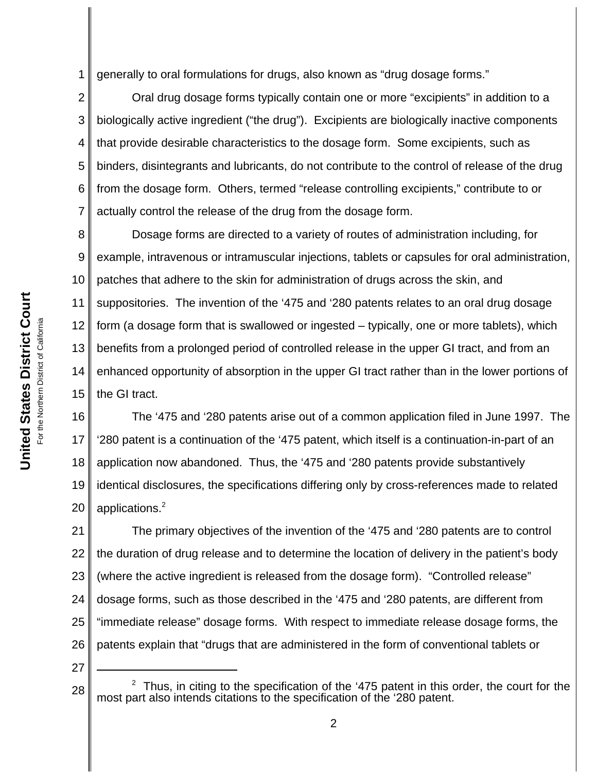generally to oral formulations for drugs, also known as "drug dosage forms."

Oral drug dosage forms typically contain one or more "excipients" in addition to a biologically active ingredient ("the drug"). Excipients are biologically inactive components that provide desirable characteristics to the dosage form. Some excipients, such as binders, disintegrants and lubricants, do not contribute to the control of release of the drug from the dosage form. Others, termed "release controlling excipients," contribute to or actually control the release of the drug from the dosage form.

Dosage forms are directed to a variety of routes of administration including, for example, intravenous or intramuscular injections, tablets or capsules for oral administration, patches that adhere to the skin for administration of drugs across the skin, and suppositories. The invention of the '475 and '280 patents relates to an oral drug dosage form (a dosage form that is swallowed or ingested – typically, one or more tablets), which benefits from a prolonged period of controlled release in the upper GI tract, and from an enhanced opportunity of absorption in the upper GI tract rather than in the lower portions of the GI tract.

The '475 and '280 patents arise out of a common application filed in June 1997. The '280 patent is a continuation of the '475 patent, which itself is a continuation-in-part of an application now abandoned. Thus, the '475 and '280 patents provide substantively identical disclosures, the specifications differing only by cross-references made to related applications.[2]

The primary objectives of the invention of the '475 and '280 patents are to control the duration of drug release and to determine the location of delivery in the patient's body (where the active ingredient is released from the dosage form). "Controlled release" dosage forms, such as those described in the '475 and '280 patents, are different from "immediate release" dosage forms. With respect to immediate release dosage forms, the patents explain that "drugs that are administered in the form of conventional tablets or

---

[2] Thus, in citing to the specification of the '475 patent in this order, the court for the most part also intends citations to the specification of the '280 patent.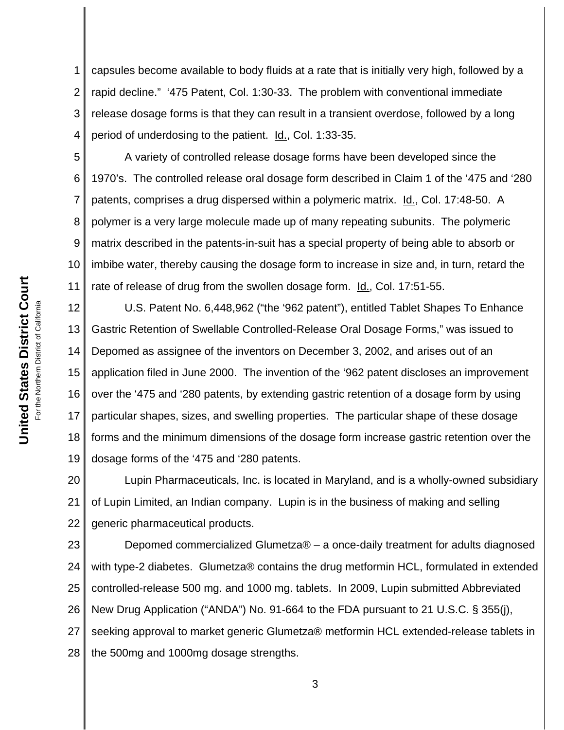capsules become available to body fluids at a rate that is initially very high, followed by a rapid decline." '475 Patent, Col. 1:30-33. The problem with conventional immediate release dosage forms is that they can result in a transient overdose, followed by a long period of underdosing to the patient. Id., Col. 1:33-35.

A variety of controlled release dosage forms have been developed since the 1970's. The controlled release oral dosage form described in Claim 1 of the '475 and '280 patents, comprises a drug dispersed within a polymeric matrix. Id., Col. 17:48-50. A polymer is a very large molecule made up of many repeating subunits. The polymeric matrix described in the patents-in-suit has a special property of being able to absorb or imbibe water, thereby causing the dosage form to increase in size and, in turn, retard the rate of release of drug from the swollen dosage form. Id., Col. 17:51-55.

U.S. Patent No. 6,448,962 ("the '962 patent"), entitled Tablet Shapes To Enhance Gastric Retention of Swellable Controlled-Release Oral Dosage Forms," was issued to Depomed as assignee of the inventors on December 3, 2002, and arises out of an application filed in June 2000. The invention of the '962 patent discloses an improvement over the '475 and '280 patents, by extending gastric retention of a dosage form by using particular shapes, sizes, and swelling properties. The particular shape of these dosage forms and the minimum dimensions of the dosage form increase gastric retention over the dosage forms of the '475 and '280 patents.

Lupin Pharmaceuticals, Inc. is located in Maryland, and is a wholly-owned subsidiary of Lupin Limited, an Indian company. Lupin is in the business of making and selling generic pharmaceutical products.

Depomed commercialized Glumetza® – a once-daily treatment for adults diagnosed with type-2 diabetes. Glumetza® contains the drug metformin HCL, formulated in extended controlled-release 500 mg. and 1000 mg. tablets. In 2009, Lupin submitted Abbreviated New Drug Application ("ANDA") No. 91-664 to the FDA pursuant to 21 U.S.C. § 355(j), seeking approval to market generic Glumetza® metformin HCL extended-release tablets in the 500mg and 1000mg dosage strengths.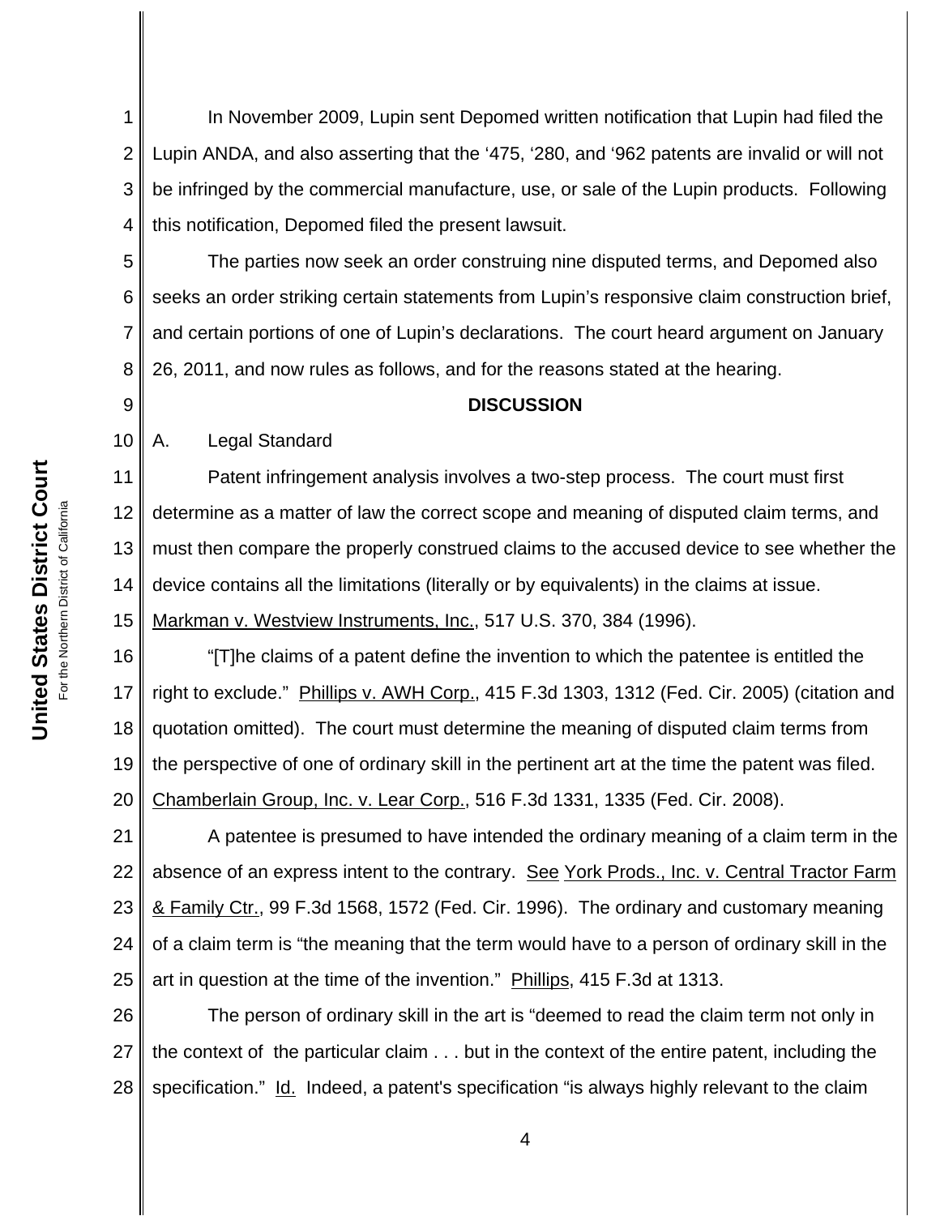In November 2009, Lupin sent Depomed written notification that Lupin had filed the Lupin ANDA, and also asserting that the '475, '280, and '962 patents are invalid or will not be infringed by the commercial manufacture, use, or sale of the Lupin products. Following this notification, Depomed filed the present lawsuit.

The parties now seek an order construing nine disputed terms, and Depomed also seeks an order striking certain statements from Lupin's responsive claim construction brief, and certain portions of one of Lupin's declarations. The court heard argument on January 26, 2011, and now rules as follows, and for the reasons stated at the hearing.

## DISCUSSION

A. Legal Standard

Patent infringement analysis involves a two-step process. The court must first determine as a matter of law the correct scope and meaning of disputed claim terms, and must then compare the properly construed claims to the accused device to see whether the device contains all the limitations (literally or by equivalents) in the claims at issue. Markman v. Westview Instruments, Inc., 517 U.S. 370, 384 (1996).

"[T]he claims of a patent define the invention to which the patentee is entitled the right to exclude." Phillips v. AWH Corp., 415 F.3d 1303, 1312 (Fed. Cir. 2005) (citation and quotation omitted). The court must determine the meaning of disputed claim terms from the perspective of one of ordinary skill in the pertinent art at the time the patent was filed. Chamberlain Group, Inc. v. Lear Corp., 516 F.3d 1331, 1335 (Fed. Cir. 2008).

A patentee is presumed to have intended the ordinary meaning of a claim term in the absence of an express intent to the contrary. See York Prods., Inc. v. Central Tractor Farm & Family Ctr., 99 F.3d 1568, 1572 (Fed. Cir. 1996). The ordinary and customary meaning of a claim term is "the meaning that the term would have to a person of ordinary skill in the art in question at the time of the invention." Phillips, 415 F.3d at 1313.

The person of ordinary skill in the art is "deemed to read the claim term not only in the context of the particular claim . . . but in the context of the entire patent, including the specification." Id. Indeed, a patent's specification "is always highly relevant to the claim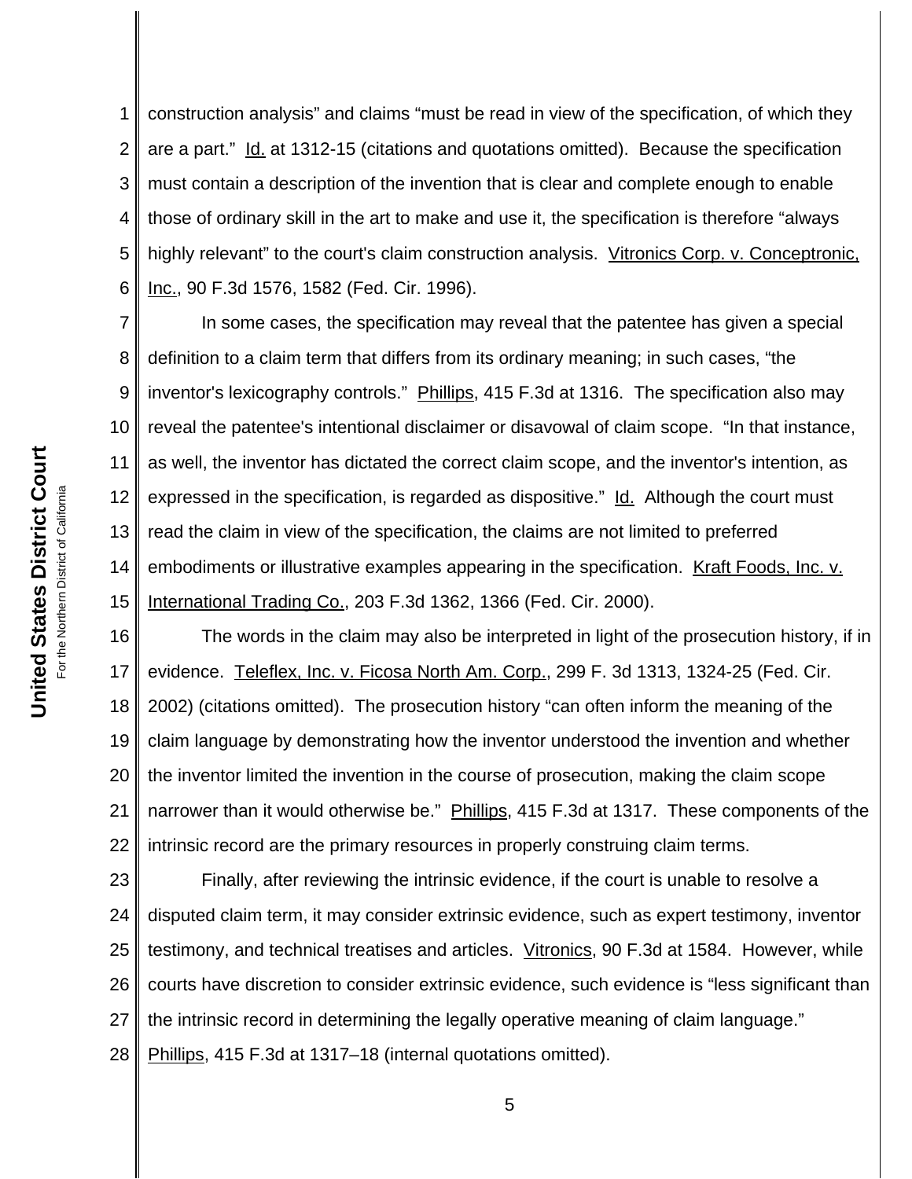construction analysis" and claims "must be read in view of the specification, of which they are a part." Id. at 1312-15 (citations and quotations omitted). Because the specification must contain a description of the invention that is clear and complete enough to enable those of ordinary skill in the art to make and use it, the specification is therefore "always highly relevant" to the court's claim construction analysis. Vitronics Corp. v. Conceptronic, Inc., 90 F.3d 1576, 1582 (Fed. Cir. 1996).

In some cases, the specification may reveal that the patentee has given a special definition to a claim term that differs from its ordinary meaning; in such cases, "the inventor's lexicography controls." Phillips, 415 F.3d at 1316. The specification also may reveal the patentee's intentional disclaimer or disavowal of claim scope. "In that instance, as well, the inventor has dictated the correct claim scope, and the inventor's intention, as expressed in the specification, is regarded as dispositive." Id. Although the court must read the claim in view of the specification, the claims are not limited to preferred embodiments or illustrative examples appearing in the specification. Kraft Foods, Inc. v. International Trading Co., 203 F.3d 1362, 1366 (Fed. Cir. 2000).

The words in the claim may also be interpreted in light of the prosecution history, if in evidence. Teleflex, Inc. v. Ficosa North Am. Corp., 299 F. 3d 1313, 1324-25 (Fed. Cir. 2002) (citations omitted). The prosecution history "can often inform the meaning of the claim language by demonstrating how the inventor understood the invention and whether the inventor limited the invention in the course of prosecution, making the claim scope narrower than it would otherwise be." Phillips, 415 F.3d at 1317. These components of the intrinsic record are the primary resources in properly construing claim terms.

Finally, after reviewing the intrinsic evidence, if the court is unable to resolve a disputed claim term, it may consider extrinsic evidence, such as expert testimony, inventor testimony, and technical treatises and articles. Vitronics, 90 F.3d at 1584. However, while courts have discretion to consider extrinsic evidence, such evidence is "less significant than the intrinsic record in determining the legally operative meaning of claim language." Phillips, 415 F.3d at 1317–18 (internal quotations omitted).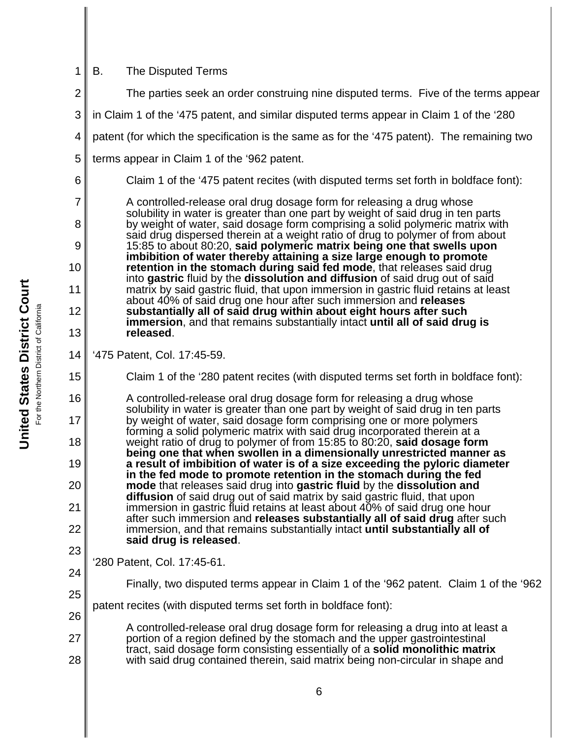B. The Disputed Terms

The parties seek an order construing nine disputed terms. Five of the terms appear in Claim 1 of the '475 patent, and similar disputed terms appear in Claim 1 of the '280 patent (for which the specification is the same as for the '475 patent). The remaining two terms appear in Claim 1 of the '962 patent.

Claim 1 of the '475 patent recites (with disputed terms set forth in boldface font):

> A controlled-release oral drug dosage form for releasing a drug whose solubility in water is greater than one part by weight of said drug in ten parts by weight of water, said dosage form comprising a solid polymeric matrix with said drug dispersed therein at a weight ratio of drug to polymer of from about 15:85 to about 80:20, **said polymeric matrix being one that swells upon imbibition of water thereby attaining a size large enough to promote retention in the stomach during said fed mode**, that releases said drug into **gastric** fluid by the **dissolution and diffusion** of said drug out of said matrix by said gastric fluid, that upon immersion in gastric fluid retains at least about 40% of said drug one hour after such immersion and **releases substantially all of said drug within about eight hours after such immersion**, and that remains substantially intact **until all of said drug is released**.

'475 Patent, Col. 17:45-59.

Claim 1 of the '280 patent recites (with disputed terms set forth in boldface font):

> A controlled-release oral drug dosage form for releasing a drug whose solubility in water is greater than one part by weight of said drug in ten parts by weight of water, said dosage form comprising one or more polymers forming a solid polymeric matrix with said drug incorporated therein at a weight ratio of drug to polymer of from 15:85 to 80:20, **said dosage form being one that when swollen in a dimensionally unrestricted manner as a result of imbibition of water is of a size exceeding the pyloric diameter in the fed mode to promote retention in the stomach during the fed mode** that releases said drug into **gastric fluid** by the **dissolution and diffusion** of said drug out of said matrix by said gastric fluid, that upon immersion in gastric fluid retains at least about 40% of said drug one hour after such immersion and **releases substantially all of said drug** after such immersion, and that remains substantially intact **until substantially all of said drug is released**.

'280 Patent, Col. 17:45-61.

Finally, two disputed terms appear in Claim 1 of the '962 patent. Claim 1 of the '962 patent recites (with disputed terms set forth in boldface font):

> A controlled-release oral drug dosage form for releasing a drug into at least a portion of a region defined by the stomach and the upper gastrointestinal tract, said dosage form consisting essentially of a **solid monolithic matrix** with said drug contained therein, said matrix being non-circular in shape and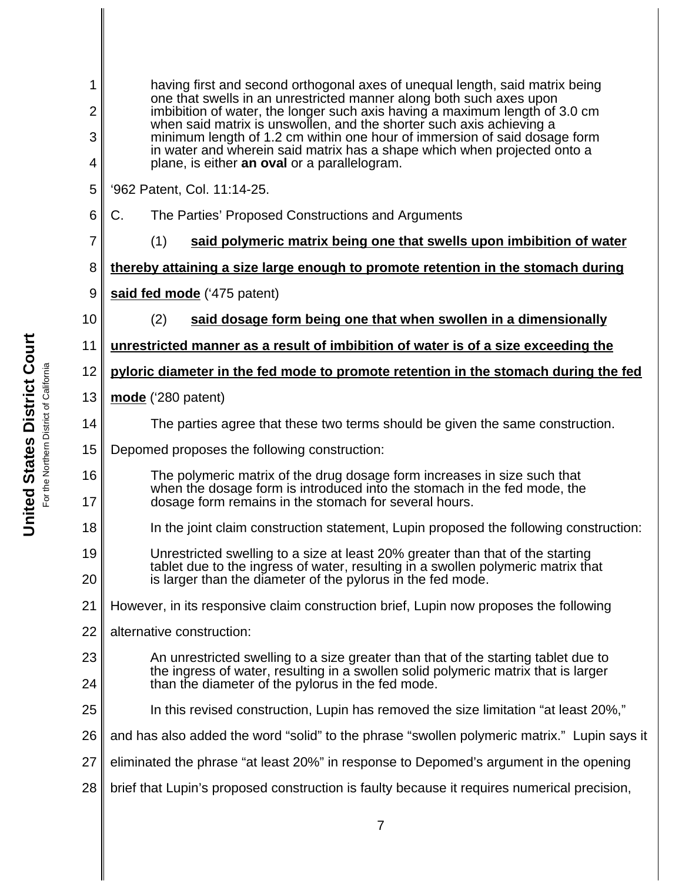> having first and second orthogonal axes of unequal length, said matrix being one that swells in an unrestricted manner along both such axes upon imbibition of water, the longer such axis having a maximum length of 3.0 cm when said matrix is unswollen, and the shorter such axis achieving a minimum length of 1.2 cm within one hour of immersion of said dosage form in water and wherein said matrix has a shape which when projected onto a plane, is either **an oval** or a parallelogram.

'962 Patent, Col. 11:14-25.

C. The Parties' Proposed Constructions and Arguments

(1) **said polymeric matrix being one that swells upon imbibition of water thereby attaining a size large enough to promote retention in the stomach during said fed mode** ('475 patent)

(2) **said dosage form being one that when swollen in a dimensionally unrestricted manner as a result of imbibition of water is of a size exceeding the pyloric diameter in the fed mode to promote retention in the stomach during the fed mode** ('280 patent)

The parties agree that these two terms should be given the same construction. Depomed proposes the following construction:

> The polymeric matrix of the drug dosage form increases in size such that when the dosage form is introduced into the stomach in the fed mode, the dosage form remains in the stomach for several hours.

In the joint claim construction statement, Lupin proposed the following construction:

> Unrestricted swelling to a size at least 20% greater than that of the starting tablet due to the ingress of water, resulting in a swollen polymeric matrix that is larger than the diameter of the pylorus in the fed mode.

However, in its responsive claim construction brief, Lupin now proposes the following alternative construction:

> An unrestricted swelling to a size greater than that of the starting tablet due to the ingress of water, resulting in a swollen solid polymeric matrix that is larger than the diameter of the pylorus in the fed mode.

In this revised construction, Lupin has removed the size limitation "at least 20%," and has also added the word "solid" to the phrase "swollen polymeric matrix." Lupin says it eliminated the phrase "at least 20%" in response to Depomed's argument in the opening brief that Lupin's proposed construction is faulty because it requires numerical precision,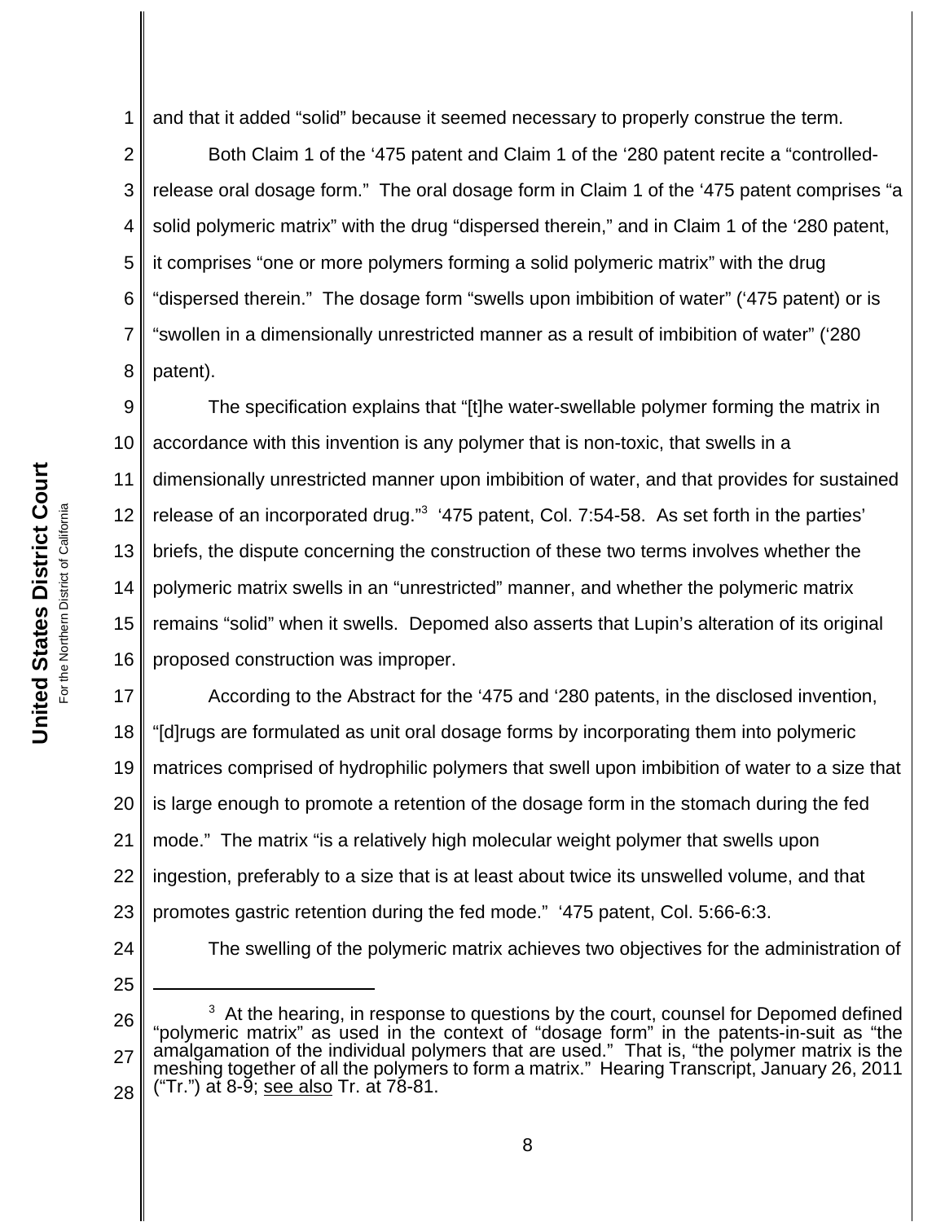and that it added "solid" because it seemed necessary to properly construe the term.

Both Claim 1 of the '475 patent and Claim 1 of the '280 patent recite a "controlled-release oral dosage form." The oral dosage form in Claim 1 of the '475 patent comprises "a solid polymeric matrix" with the drug "dispersed therein," and in Claim 1 of the '280 patent, it comprises "one or more polymers forming a solid polymeric matrix" with the drug "dispersed therein." The dosage form "swells upon imbibition of water" ('475 patent) or is "swollen in a dimensionally unrestricted manner as a result of imbibition of water" ('280 patent).

The specification explains that "[t]he water-swellable polymer forming the matrix in accordance with this invention is any polymer that is non-toxic, that swells in a dimensionally unrestricted manner upon imbibition of water, and that provides for sustained release of an incorporated drug."[3] '475 patent, Col. 7:54-58. As set forth in the parties' briefs, the dispute concerning the construction of these two terms involves whether the polymeric matrix swells in an "unrestricted" manner, and whether the polymeric matrix remains "solid" when it swells. Depomed also asserts that Lupin's alteration of its original proposed construction was improper.

According to the Abstract for the '475 and '280 patents, in the disclosed invention, "[d]rugs are formulated as unit oral dosage forms by incorporating them into polymeric matrices comprised of hydrophilic polymers that swell upon imbibition of water to a size that is large enough to promote a retention of the dosage form in the stomach during the fed mode." The matrix "is a relatively high molecular weight polymer that swells upon ingestion, preferably to a size that is at least about twice its unswelled volume, and that promotes gastric retention during the fed mode." '475 patent, Col. 5:66-6:3.

The swelling of the polymeric matrix achieves two objectives for the administration of

---

[3] At the hearing, in response to questions by the court, counsel for Depomed defined "polymeric matrix" as used in the context of "dosage form" in the patents-in-suit as "the amalgamation of the individual polymers that are used." That is, "the polymer matrix is the meshing together of all the polymers to form a matrix." Hearing Transcript, January 26, 2011 ("Tr.") at 8-9; see also Tr. at 78-81.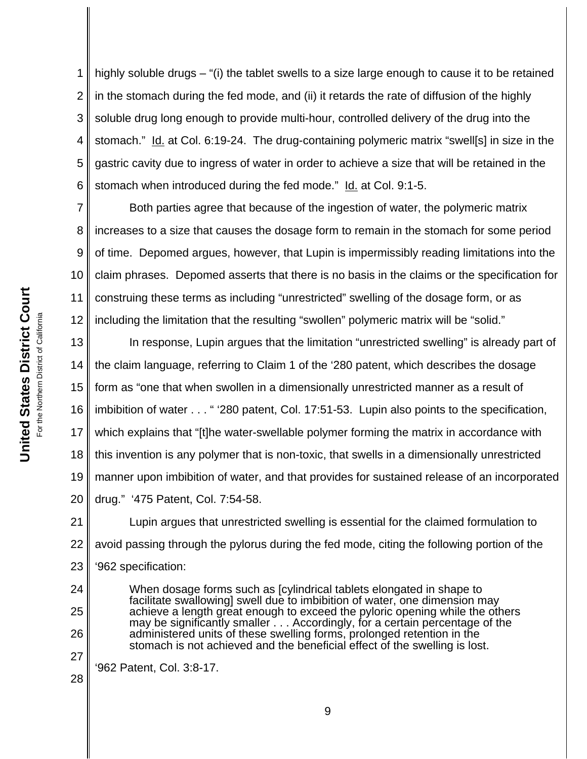highly soluble drugs – "(i) the tablet swells to a size large enough to cause it to be retained in the stomach during the fed mode, and (ii) it retards the rate of diffusion of the highly soluble drug long enough to provide multi-hour, controlled delivery of the drug into the stomach." Id. at Col. 6:19-24. The drug-containing polymeric matrix "swell[s] in size in the gastric cavity due to ingress of water in order to achieve a size that will be retained in the stomach when introduced during the fed mode." Id. at Col. 9:1-5.

Both parties agree that because of the ingestion of water, the polymeric matrix increases to a size that causes the dosage form to remain in the stomach for some period of time. Depomed argues, however, that Lupin is impermissibly reading limitations into the claim phrases. Depomed asserts that there is no basis in the claims or the specification for construing these terms as including "unrestricted" swelling of the dosage form, or as including the limitation that the resulting "swollen" polymeric matrix will be "solid."

In response, Lupin argues that the limitation "unrestricted swelling" is already part of the claim language, referring to Claim 1 of the '280 patent, which describes the dosage form as "one that when swollen in a dimensionally unrestricted manner as a result of imbibition of water . . . " '280 patent, Col. 17:51-53. Lupin also points to the specification, which explains that "[t]he water-swellable polymer forming the matrix in accordance with this invention is any polymer that is non-toxic, that swells in a dimensionally unrestricted manner upon imbibition of water, and that provides for sustained release of an incorporated drug." '475 Patent, Col. 7:54-58.

Lupin argues that unrestricted swelling is essential for the claimed formulation to avoid passing through the pylorus during the fed mode, citing the following portion of the '962 specification:

> When dosage forms such as [cylindrical tablets elongated in shape to facilitate swallowing] swell due to imbibition of water, one dimension may achieve a length great enough to exceed the pyloric opening while the others may be significantly smaller . . . Accordingly, for a certain percentage of the administered units of these swelling forms, prolonged retention in the stomach is not achieved and the beneficial effect of the swelling is lost.

'962 Patent, Col. 3:8-17.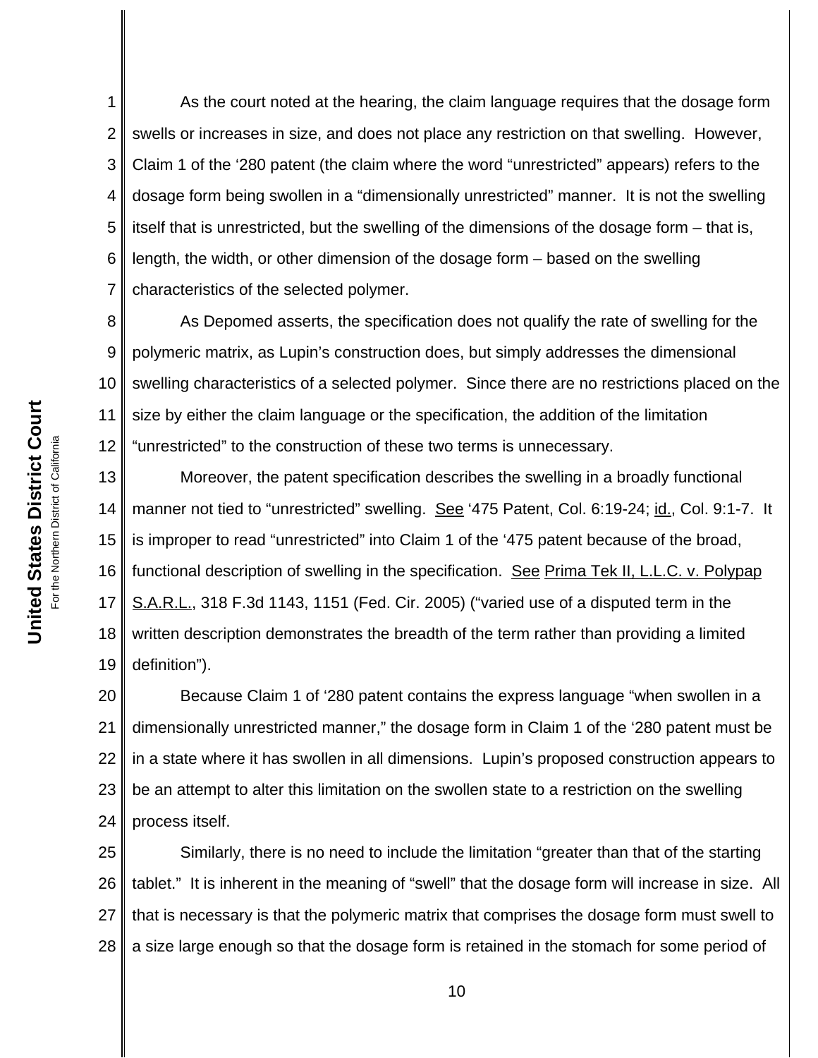As the court noted at the hearing, the claim language requires that the dosage form swells or increases in size, and does not place any restriction on that swelling. However, Claim 1 of the '280 patent (the claim where the word "unrestricted" appears) refers to the dosage form being swollen in a "dimensionally unrestricted" manner. It is not the swelling itself that is unrestricted, but the swelling of the dimensions of the dosage form – that is, length, the width, or other dimension of the dosage form – based on the swelling characteristics of the selected polymer.

As Depomed asserts, the specification does not qualify the rate of swelling for the polymeric matrix, as Lupin's construction does, but simply addresses the dimensional swelling characteristics of a selected polymer. Since there are no restrictions placed on the size by either the claim language or the specification, the addition of the limitation "unrestricted" to the construction of these two terms is unnecessary.

Moreover, the patent specification describes the swelling in a broadly functional manner not tied to "unrestricted" swelling. See '475 Patent, Col. 6:19-24; id., Col. 9:1-7. It is improper to read "unrestricted" into Claim 1 of the '475 patent because of the broad, functional description of swelling in the specification. See Prima Tek II, L.L.C. v. Polypap S.A.R.L., 318 F.3d 1143, 1151 (Fed. Cir. 2005) ("varied use of a disputed term in the written description demonstrates the breadth of the term rather than providing a limited definition").

Because Claim 1 of '280 patent contains the express language "when swollen in a dimensionally unrestricted manner," the dosage form in Claim 1 of the '280 patent must be in a state where it has swollen in all dimensions. Lupin's proposed construction appears to be an attempt to alter this limitation on the swollen state to a restriction on the swelling process itself.

Similarly, there is no need to include the limitation "greater than that of the starting tablet." It is inherent in the meaning of "swell" that the dosage form will increase in size. All that is necessary is that the polymeric matrix that comprises the dosage form must swell to a size large enough so that the dosage form is retained in the stomach for some period of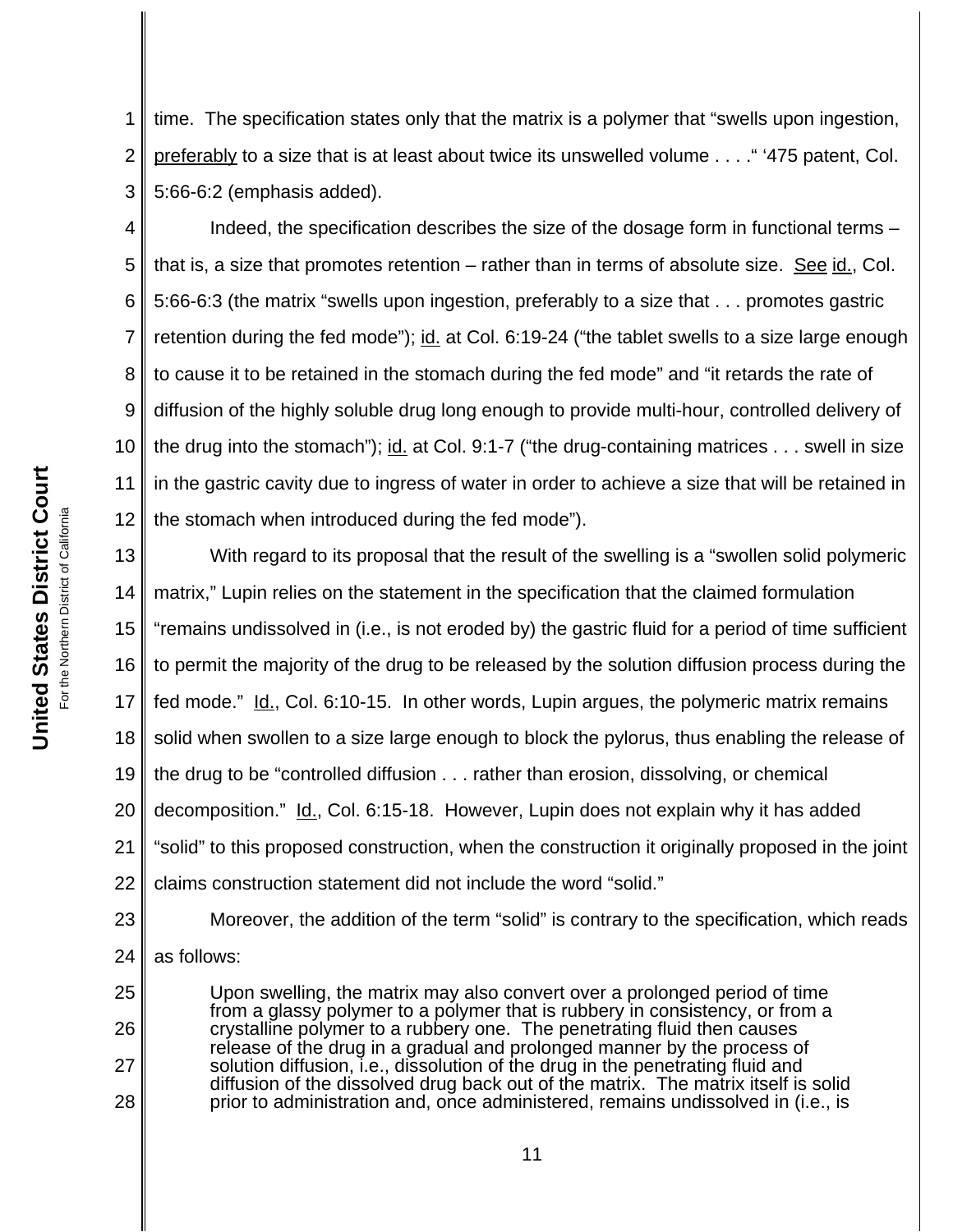time. The specification states only that the matrix is a polymer that "swells upon ingestion, preferably to a size that is at least about twice its unswelled volume . . . ." '475 patent, Col. 5:66-6:2 (emphasis added).

Indeed, the specification describes the size of the dosage form in functional terms – that is, a size that promotes retention – rather than in terms of absolute size. See id., Col. 5:66-6:3 (the matrix "swells upon ingestion, preferably to a size that . . . promotes gastric retention during the fed mode"); id. at Col. 6:19-24 ("the tablet swells to a size large enough to cause it to be retained in the stomach during the fed mode" and "it retards the rate of diffusion of the highly soluble drug long enough to provide multi-hour, controlled delivery of the drug into the stomach"); id. at Col. 9:1-7 ("the drug-containing matrices . . . swell in size in the gastric cavity due to ingress of water in order to achieve a size that will be retained in the stomach when introduced during the fed mode").

With regard to its proposal that the result of the swelling is a "swollen solid polymeric matrix," Lupin relies on the statement in the specification that the claimed formulation "remains undissolved in (i.e., is not eroded by) the gastric fluid for a period of time sufficient to permit the majority of the drug to be released by the solution diffusion process during the fed mode." Id., Col. 6:10-15. In other words, Lupin argues, the polymeric matrix remains solid when swollen to a size large enough to block the pylorus, thus enabling the release of the drug to be "controlled diffusion . . . rather than erosion, dissolving, or chemical decomposition." Id., Col. 6:15-18. However, Lupin does not explain why it has added "solid" to this proposed construction, when the construction it originally proposed in the joint claims construction statement did not include the word "solid."

Moreover, the addition of the term "solid" is contrary to the specification, which reads as follows:

> Upon swelling, the matrix may also convert over a prolonged period of time from a glassy polymer to a polymer that is rubbery in consistency, or from a crystalline polymer to a rubbery one. The penetrating fluid then causes release of the drug in a gradual and prolonged manner by the process of solution diffusion, i.e., dissolution of the drug in the penetrating fluid and diffusion of the dissolved drug back out of the matrix. The matrix itself is solid prior to administration and, once administered, remains undissolved in (i.e., is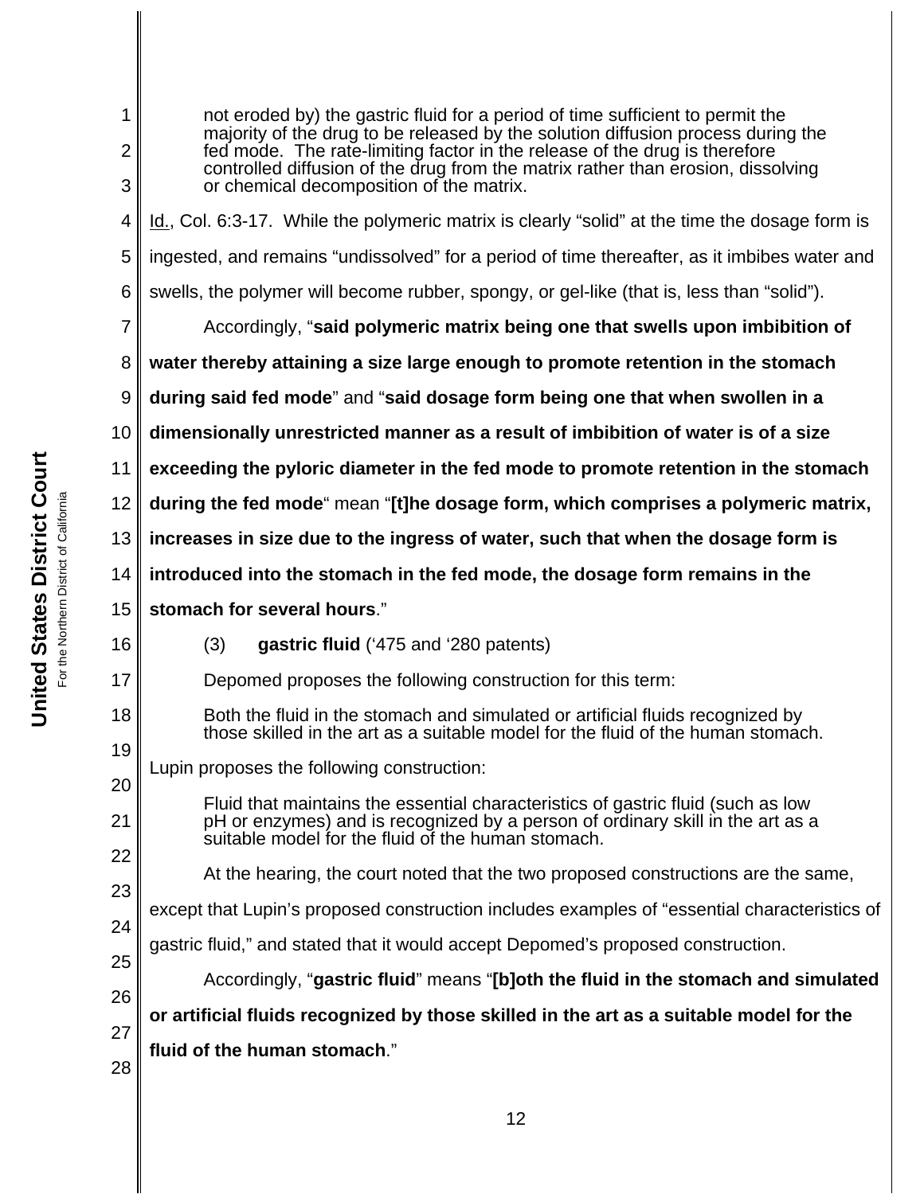> not eroded by) the gastric fluid for a period of time sufficient to permit the majority of the drug to be released by the solution diffusion process during the fed mode. The rate-limiting factor in the release of the drug is therefore controlled diffusion of the drug from the matrix rather than erosion, dissolving or chemical decomposition of the matrix.

Id., Col. 6:3-17. While the polymeric matrix is clearly "solid" at the time the dosage form is ingested, and remains "undissolved" for a period of time thereafter, as it imbibes water and swells, the polymer will become rubber, spongy, or gel-like (that is, less than "solid").

Accordingly, "**said polymeric matrix being one that swells upon imbibition of water thereby attaining a size large enough to promote retention in the stomach during said fed mode**" and "**said dosage form being one that when swollen in a dimensionally unrestricted manner as a result of imbibition of water is of a size exceeding the pyloric diameter in the fed mode to promote retention in the stomach during the fed mode**" mean "**[t]he dosage form, which comprises a polymeric matrix, increases in size due to the ingress of water, such that when the dosage form is introduced into the stomach in the fed mode, the dosage form remains in the stomach for several hours**."

(3) **gastric fluid** ('475 and '280 patents)

Depomed proposes the following construction for this term:

> Both the fluid in the stomach and simulated or artificial fluids recognized by those skilled in the art as a suitable model for the fluid of the human stomach.

Lupin proposes the following construction:

> Fluid that maintains the essential characteristics of gastric fluid (such as low pH or enzymes) and is recognized by a person of ordinary skill in the art as a suitable model for the fluid of the human stomach.

At the hearing, the court noted that the two proposed constructions are the same, except that Lupin's proposed construction includes examples of "essential characteristics of gastric fluid," and stated that it would accept Depomed's proposed construction.

Accordingly, "**gastric fluid**" means "**[b]oth the fluid in the stomach and simulated or artificial fluids recognized by those skilled in the art as a suitable model for the fluid of the human stomach**."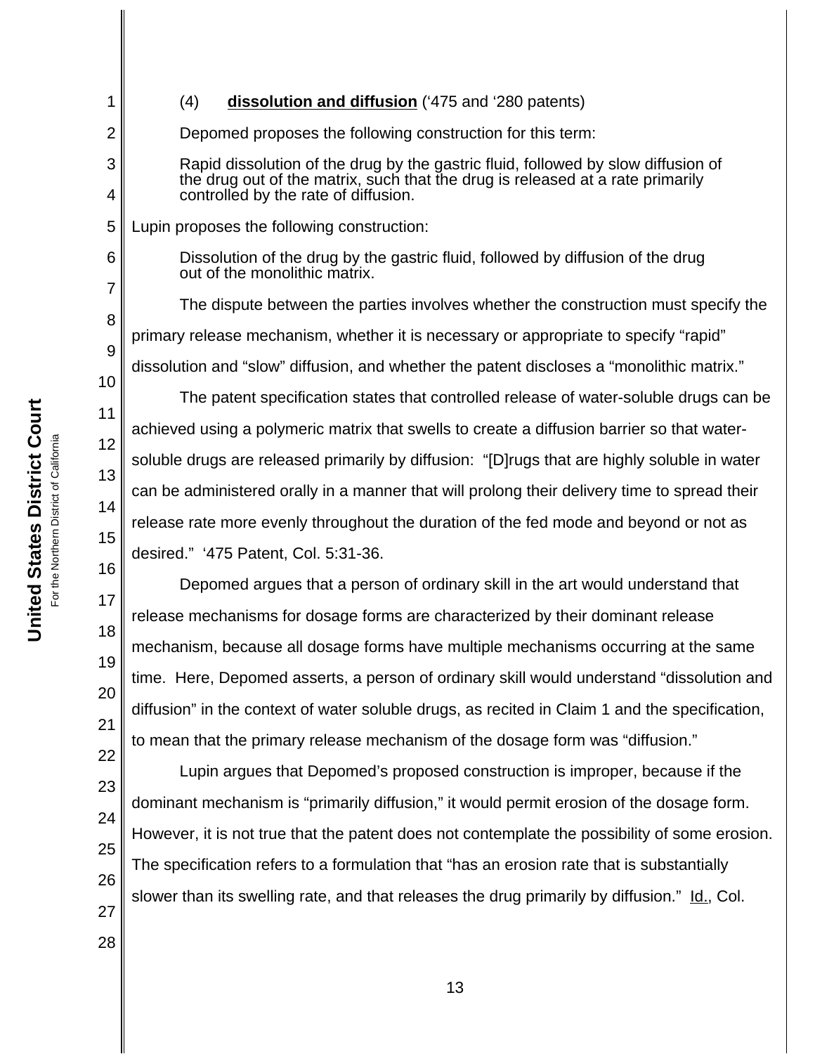(4) **dissolution and diffusion** ('475 and '280 patents)

Depomed proposes the following construction for this term:

> Rapid dissolution of the drug by the gastric fluid, followed by slow diffusion of the drug out of the matrix, such that the drug is released at a rate primarily controlled by the rate of diffusion.

Lupin proposes the following construction:

> Dissolution of the drug by the gastric fluid, followed by diffusion of the drug out of the monolithic matrix.

The dispute between the parties involves whether the construction must specify the primary release mechanism, whether it is necessary or appropriate to specify "rapid" dissolution and "slow" diffusion, and whether the patent discloses a "monolithic matrix."

The patent specification states that controlled release of water-soluble drugs can be achieved using a polymeric matrix that swells to create a diffusion barrier so that water-soluble drugs are released primarily by diffusion: "[D]rugs that are highly soluble in water can be administered orally in a manner that will prolong their delivery time to spread their release rate more evenly throughout the duration of the fed mode and beyond or not as desired." '475 Patent, Col. 5:31-36.

Depomed argues that a person of ordinary skill in the art would understand that release mechanisms for dosage forms are characterized by their dominant release mechanism, because all dosage forms have multiple mechanisms occurring at the same time. Here, Depomed asserts, a person of ordinary skill would understand "dissolution and diffusion" in the context of water soluble drugs, as recited in Claim 1 and the specification, to mean that the primary release mechanism of the dosage form was "diffusion."

Lupin argues that Depomed's proposed construction is improper, because if the dominant mechanism is "primarily diffusion," it would permit erosion of the dosage form. However, it is not true that the patent does not contemplate the possibility of some erosion. The specification refers to a formulation that "has an erosion rate that is substantially slower than its swelling rate, and that releases the drug primarily by diffusion." Id., Col.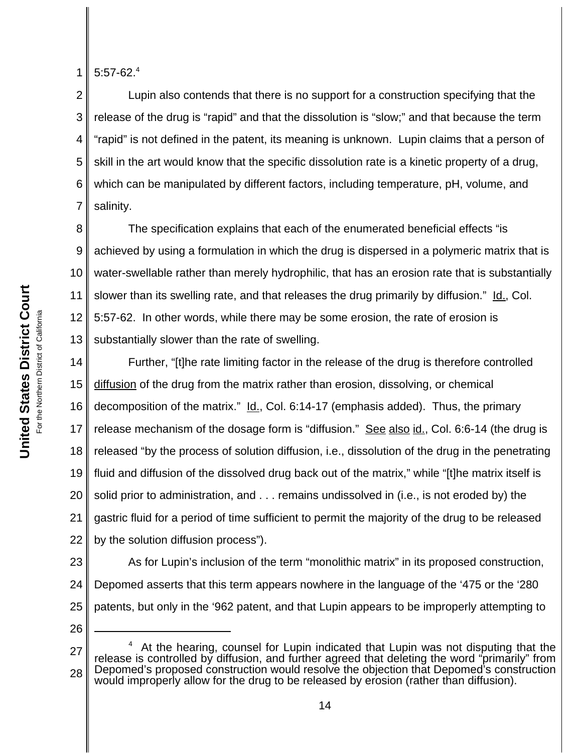5:57-62.[4]

Lupin also contends that there is no support for a construction specifying that the release of the drug is "rapid" and that the dissolution is "slow;" and that because the term "rapid" is not defined in the patent, its meaning is unknown. Lupin claims that a person of skill in the art would know that the specific dissolution rate is a kinetic property of a drug, which can be manipulated by different factors, including temperature, pH, volume, and salinity.

The specification explains that each of the enumerated beneficial effects "is achieved by using a formulation in which the drug is dispersed in a polymeric matrix that is water-swellable rather than merely hydrophilic, that has an erosion rate that is substantially slower than its swelling rate, and that releases the drug primarily by diffusion." Id., Col. 5:57-62. In other words, while there may be some erosion, the rate of erosion is substantially slower than the rate of swelling.

Further, "[t]he rate limiting factor in the release of the drug is therefore controlled diffusion of the drug from the matrix rather than erosion, dissolving, or chemical decomposition of the matrix." Id., Col. 6:14-17 (emphasis added). Thus, the primary release mechanism of the dosage form is "diffusion." See also id., Col. 6:6-14 (the drug is released "by the process of solution diffusion, i.e., dissolution of the drug in the penetrating fluid and diffusion of the dissolved drug back out of the matrix," while "[t]he matrix itself is solid prior to administration, and . . . remains undissolved in (i.e., is not eroded by) the gastric fluid for a period of time sufficient to permit the majority of the drug to be released by the solution diffusion process").

As for Lupin's inclusion of the term "monolithic matrix" in its proposed construction, Depomed asserts that this term appears nowhere in the language of the '475 or the '280 patents, but only in the '962 patent, and that Lupin appears to be improperly attempting to

---

[4] At the hearing, counsel for Lupin indicated that Lupin was not disputing that the release is controlled by diffusion, and further agreed that deleting the word "primarily" from Depomed's proposed construction would resolve the objection that Depomed's construction would improperly allow for the drug to be released by erosion (rather than diffusion).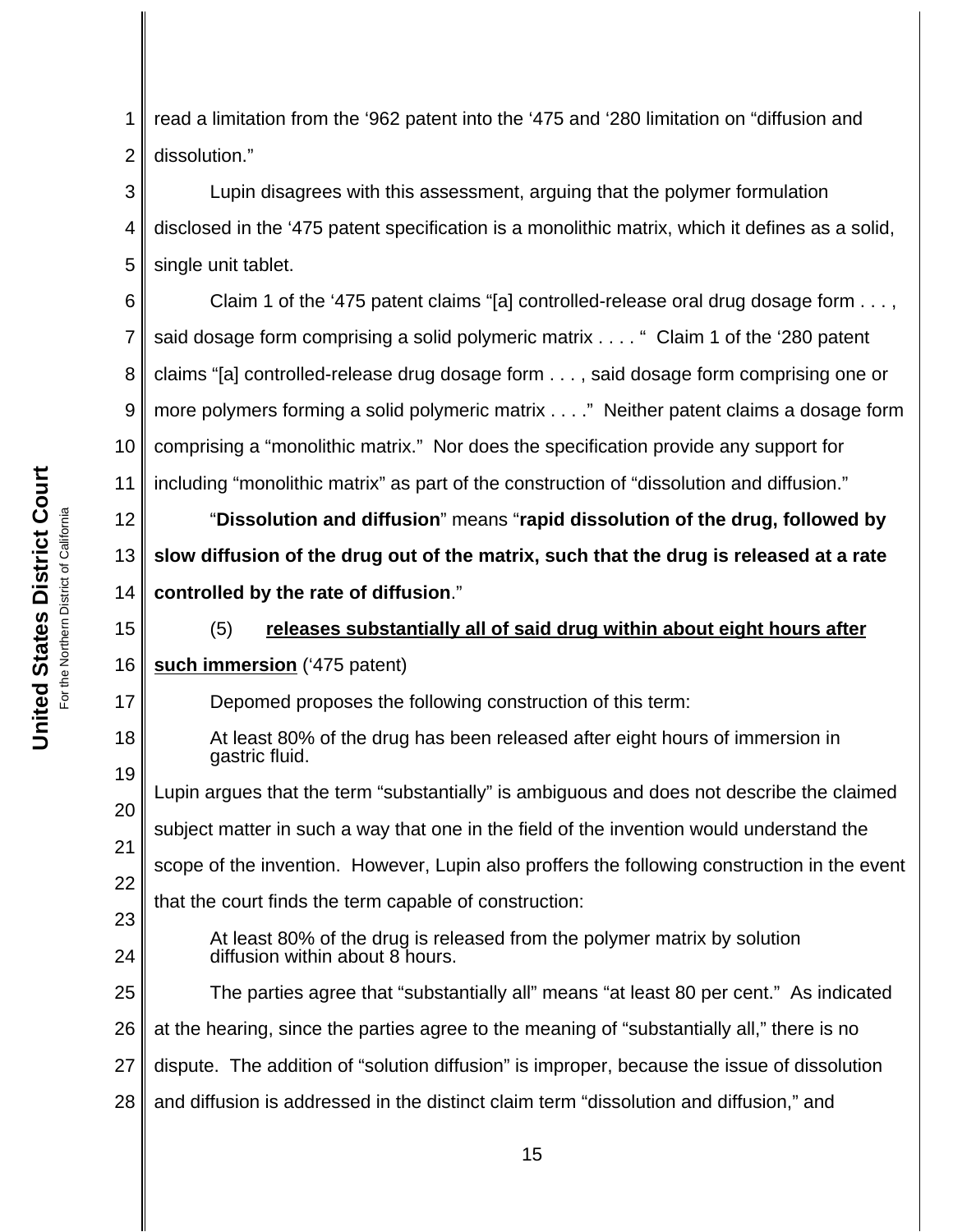read a limitation from the '962 patent into the '475 and '280 limitation on "diffusion and dissolution."

Lupin disagrees with this assessment, arguing that the polymer formulation disclosed in the '475 patent specification is a monolithic matrix, which it defines as a solid, single unit tablet.

Claim 1 of the '475 patent claims "[a] controlled-release oral drug dosage form . . . , said dosage form comprising a solid polymeric matrix . . . . " Claim 1 of the '280 patent claims "[a] controlled-release drug dosage form . . . , said dosage form comprising one or more polymers forming a solid polymeric matrix . . . ." Neither patent claims a dosage form comprising a "monolithic matrix." Nor does the specification provide any support for including "monolithic matrix" as part of the construction of "dissolution and diffusion."

"**Dissolution and diffusion**" means "**rapid dissolution of the drug, followed by slow diffusion of the drug out of the matrix, such that the drug is released at a rate controlled by the rate of diffusion**."

(5) **releases substantially all of said drug within about eight hours after such immersion** ('475 patent)

Depomed proposes the following construction of this term:

> At least 80% of the drug has been released after eight hours of immersion in gastric fluid.

Lupin argues that the term "substantially" is ambiguous and does not describe the claimed subject matter in such a way that one in the field of the invention would understand the scope of the invention. However, Lupin also proffers the following construction in the event that the court finds the term capable of construction:

> At least 80% of the drug is released from the polymer matrix by solution diffusion within about 8 hours.

The parties agree that "substantially all" means "at least 80 per cent." As indicated at the hearing, since the parties agree to the meaning of "substantially all," there is no dispute. The addition of "solution diffusion" is improper, because the issue of dissolution and diffusion is addressed in the distinct claim term "dissolution and diffusion," and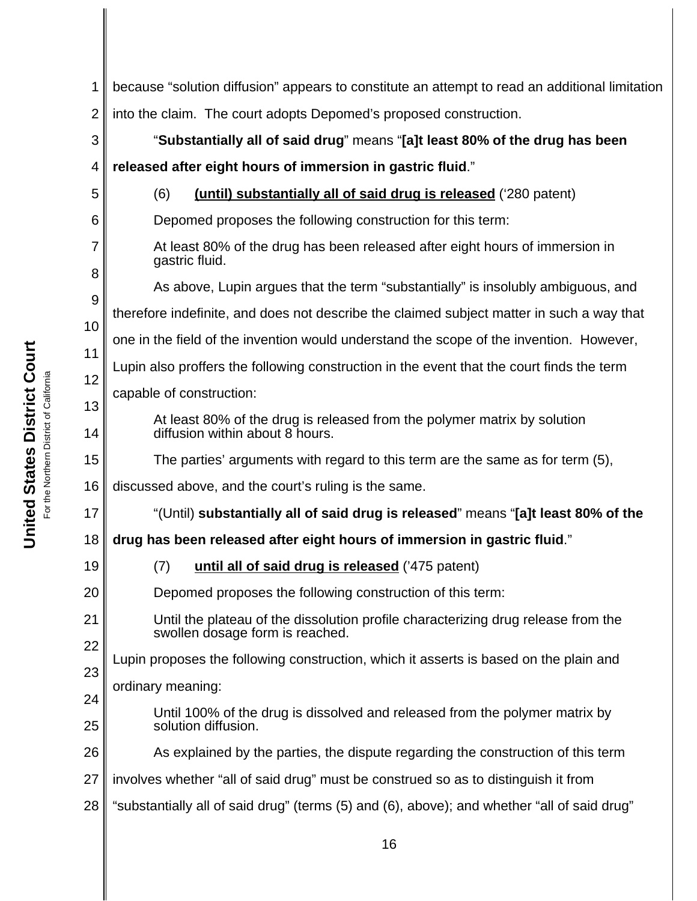because "solution diffusion" appears to constitute an attempt to read an additional limitation into the claim. The court adopts Depomed's proposed construction.

"**Substantially all of said drug**" means "**[a]t least 80% of the drug has been released after eight hours of immersion in gastric fluid**."

(6) **<u>(until) substantially all of said drug is released</u>** ('280 patent)

Depomed proposes the following construction for this term:

> At least 80% of the drug has been released after eight hours of immersion in gastric fluid.

As above, Lupin argues that the term "substantially" is insolubly ambiguous, and therefore indefinite, and does not describe the claimed subject matter in such a way that one in the field of the invention would understand the scope of the invention. However, Lupin also proffers the following construction in the event that the court finds the term capable of construction:

> At least 80% of the drug is released from the polymer matrix by solution diffusion within about 8 hours.

The parties' arguments with regard to this term are the same as for term (5), discussed above, and the court's ruling is the same.

"(Until) **substantially all of said drug is released**" means "**[a]t least 80% of the drug has been released after eight hours of immersion in gastric fluid**."

(7) **<u>until all of said drug is released</u>** ('475 patent)

Depomed proposes the following construction of this term:

> Until the plateau of the dissolution profile characterizing drug release from the swollen dosage form is reached.

Lupin proposes the following construction, which it asserts is based on the plain and ordinary meaning:

> Until 100% of the drug is dissolved and released from the polymer matrix by solution diffusion.

As explained by the parties, the dispute regarding the construction of this term involves whether "all of said drug" must be construed so as to distinguish it from "substantially all of said drug" (terms (5) and (6), above); and whether "all of said drug"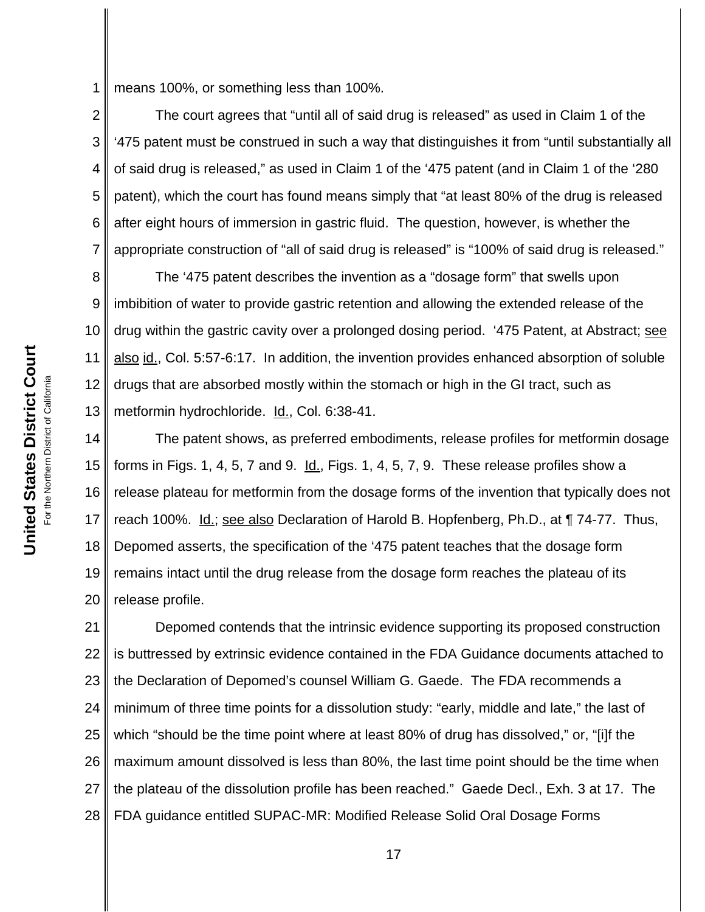means 100%, or something less than 100%.

The court agrees that "until all of said drug is released" as used in Claim 1 of the '475 patent must be construed in such a way that distinguishes it from "until substantially all of said drug is released," as used in Claim 1 of the '475 patent (and in Claim 1 of the '280 patent), which the court has found means simply that "at least 80% of the drug is released after eight hours of immersion in gastric fluid. The question, however, is whether the appropriate construction of "all of said drug is released" is "100% of said drug is released."

The '475 patent describes the invention as a "dosage form" that swells upon imbibition of water to provide gastric retention and allowing the extended release of the drug within the gastric cavity over a prolonged dosing period. '475 Patent, at Abstract; see also id., Col. 5:57-6:17. In addition, the invention provides enhanced absorption of soluble drugs that are absorbed mostly within the stomach or high in the GI tract, such as metformin hydrochloride. Id., Col. 6:38-41.

The patent shows, as preferred embodiments, release profiles for metformin dosage forms in Figs. 1, 4, 5, 7 and 9. Id., Figs. 1, 4, 5, 7, 9. These release profiles show a release plateau for metformin from the dosage forms of the invention that typically does not reach 100%. Id.; see also Declaration of Harold B. Hopfenberg, Ph.D., at ¶ 74-77. Thus, Depomed asserts, the specification of the '475 patent teaches that the dosage form remains intact until the drug release from the dosage form reaches the plateau of its release profile.

Depomed contends that the intrinsic evidence supporting its proposed construction is buttressed by extrinsic evidence contained in the FDA Guidance documents attached to the Declaration of Depomed's counsel William G. Gaede. The FDA recommends a minimum of three time points for a dissolution study: "early, middle and late," the last of which "should be the time point where at least 80% of drug has dissolved," or, "[i]f the maximum amount dissolved is less than 80%, the last time point should be the time when the plateau of the dissolution profile has been reached." Gaede Decl., Exh. 3 at 17. The FDA guidance entitled SUPAC-MR: Modified Release Solid Oral Dosage Forms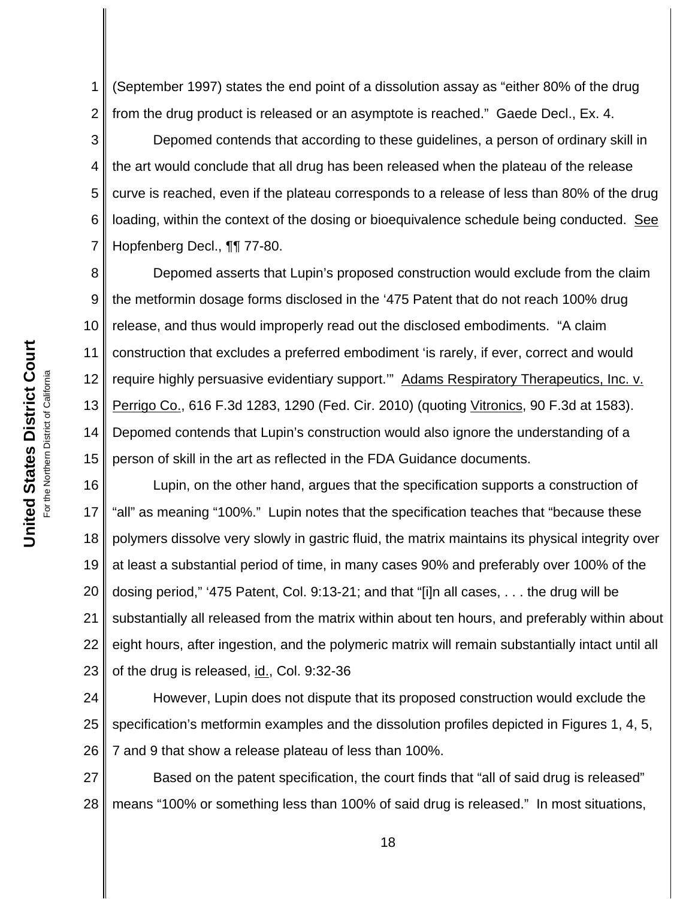(September 1997) states the end point of a dissolution assay as "either 80% of the drug from the drug product is released or an asymptote is reached." Gaede Decl., Ex. 4.

Depomed contends that according to these guidelines, a person of ordinary skill in the art would conclude that all drug has been released when the plateau of the release curve is reached, even if the plateau corresponds to a release of less than 80% of the drug loading, within the context of the dosing or bioequivalence schedule being conducted. See Hopfenberg Decl., ¶¶ 77-80.

Depomed asserts that Lupin's proposed construction would exclude from the claim the metformin dosage forms disclosed in the '475 Patent that do not reach 100% drug release, and thus would improperly read out the disclosed embodiments. "A claim construction that excludes a preferred embodiment 'is rarely, if ever, correct and would require highly persuasive evidentiary support.'" Adams Respiratory Therapeutics, Inc. v. Perrigo Co., 616 F.3d 1283, 1290 (Fed. Cir. 2010) (quoting Vitronics, 90 F.3d at 1583). Depomed contends that Lupin's construction would also ignore the understanding of a person of skill in the art as reflected in the FDA Guidance documents.

Lupin, on the other hand, argues that the specification supports a construction of "all" as meaning "100%." Lupin notes that the specification teaches that "because these polymers dissolve very slowly in gastric fluid, the matrix maintains its physical integrity over at least a substantial period of time, in many cases 90% and preferably over 100% of the dosing period," '475 Patent, Col. 9:13-21; and that "[i]n all cases, . . . the drug will be substantially all released from the matrix within about ten hours, and preferably within about eight hours, after ingestion, and the polymeric matrix will remain substantially intact until all of the drug is released, id., Col. 9:32-36

However, Lupin does not dispute that its proposed construction would exclude the specification's metformin examples and the dissolution profiles depicted in Figures 1, 4, 5, 7 and 9 that show a release plateau of less than 100%.

Based on the patent specification, the court finds that "all of said drug is released" means "100% or something less than 100% of said drug is released." In most situations,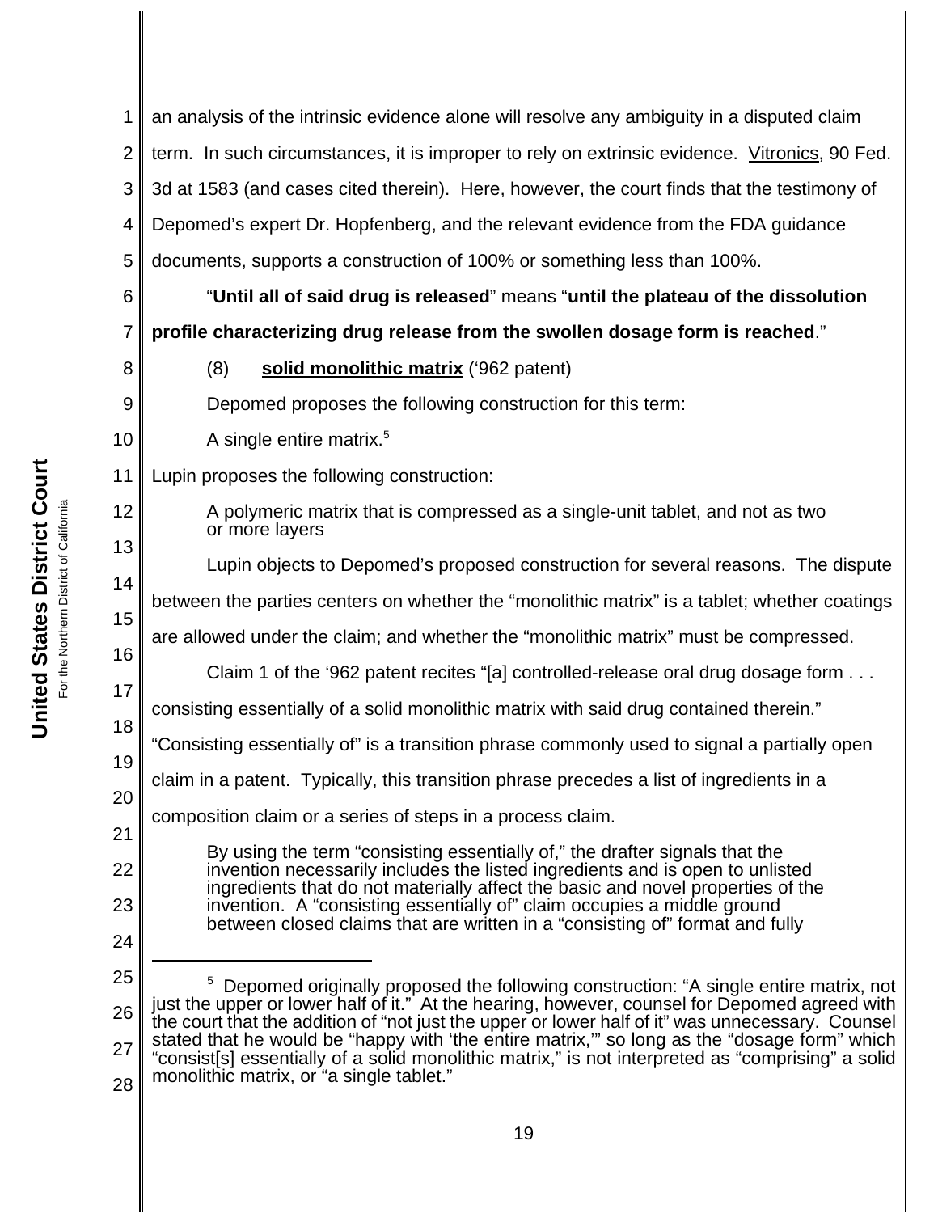an analysis of the intrinsic evidence alone will resolve any ambiguity in a disputed claim term. In such circumstances, it is improper to rely on extrinsic evidence. Vitronics, 90 Fed. 3d at 1583 (and cases cited therein). Here, however, the court finds that the testimony of Depomed's expert Dr. Hopfenberg, and the relevant evidence from the FDA guidance documents, supports a construction of 100% or something less than 100%.

"**Until all of said drug is released**" means "**until the plateau of the dissolution profile characterizing drug release from the swollen dosage form is reached**."

(8) **solid monolithic matrix** ('962 patent)

Depomed proposes the following construction for this term:

> A single entire matrix.[5]

Lupin proposes the following construction:

> A polymeric matrix that is compressed as a single-unit tablet, and not as two or more layers

Lupin objects to Depomed's proposed construction for several reasons. The dispute between the parties centers on whether the "monolithic matrix" is a tablet; whether coatings are allowed under the claim; and whether the "monolithic matrix" must be compressed.

Claim 1 of the '962 patent recites "[a] controlled-release oral drug dosage form . . . consisting essentially of a solid monolithic matrix with said drug contained therein." "Consisting essentially of" is a transition phrase commonly used to signal a partially open claim in a patent. Typically, this transition phrase precedes a list of ingredients in a composition claim or a series of steps in a process claim.

> By using the term "consisting essentially of," the drafter signals that the invention necessarily includes the listed ingredients and is open to unlisted ingredients that do not materially affect the basic and novel properties of the invention. A "consisting essentially of" claim occupies a middle ground between closed claims that are written in a "consisting of" format and fully

---

[5] Depomed originally proposed the following construction: "A single entire matrix, not just the upper or lower half of it." At the hearing, however, counsel for Depomed agreed with the court that the addition of "not just the upper or lower half of it" was unnecessary. Counsel stated that he would be "happy with 'the entire matrix,'" so long as the "dosage form" which "consist[s] essentially of a solid monolithic matrix," is not interpreted as "comprising" a solid monolithic matrix, or "a single tablet."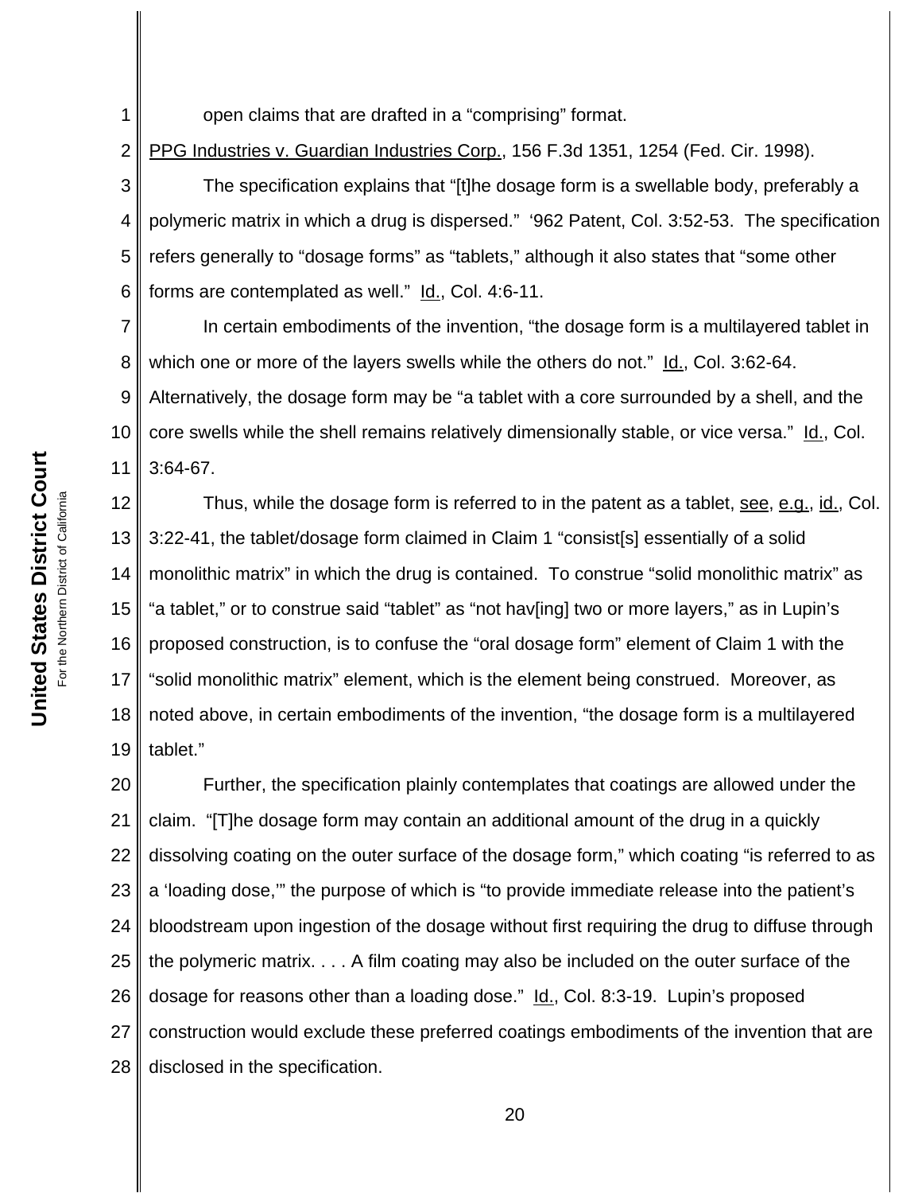open claims that are drafted in a "comprising" format.

PPG Industries v. Guardian Industries Corp., 156 F.3d 1351, 1254 (Fed. Cir. 1998).

The specification explains that "[t]he dosage form is a swellable body, preferably a polymeric matrix in which a drug is dispersed." '962 Patent, Col. 3:52-53. The specification refers generally to "dosage forms" as "tablets," although it also states that "some other forms are contemplated as well." Id., Col. 4:6-11.

In certain embodiments of the invention, "the dosage form is a multilayered tablet in which one or more of the layers swells while the others do not." Id., Col. 3:62-64. Alternatively, the dosage form may be "a tablet with a core surrounded by a shell, and the core swells while the shell remains relatively dimensionally stable, or vice versa." Id., Col. 3:64-67.

Thus, while the dosage form is referred to in the patent as a tablet, see, e.g., id., Col. 3:22-41, the tablet/dosage form claimed in Claim 1 "consist[s] essentially of a solid monolithic matrix" in which the drug is contained. To construe "solid monolithic matrix" as "a tablet," or to construe said "tablet" as "not hav[ing] two or more layers," as in Lupin's proposed construction, is to confuse the "oral dosage form" element of Claim 1 with the "solid monolithic matrix" element, which is the element being construed. Moreover, as noted above, in certain embodiments of the invention, "the dosage form is a multilayered tablet."

Further, the specification plainly contemplates that coatings are allowed under the claim. "[T]he dosage form may contain an additional amount of the drug in a quickly dissolving coating on the outer surface of the dosage form," which coating "is referred to as a 'loading dose,'" the purpose of which is "to provide immediate release into the patient's bloodstream upon ingestion of the dosage without first requiring the drug to diffuse through the polymeric matrix. . . . A film coating may also be included on the outer surface of the dosage for reasons other than a loading dose." Id., Col. 8:3-19. Lupin's proposed construction would exclude these preferred coatings embodiments of the invention that are disclosed in the specification.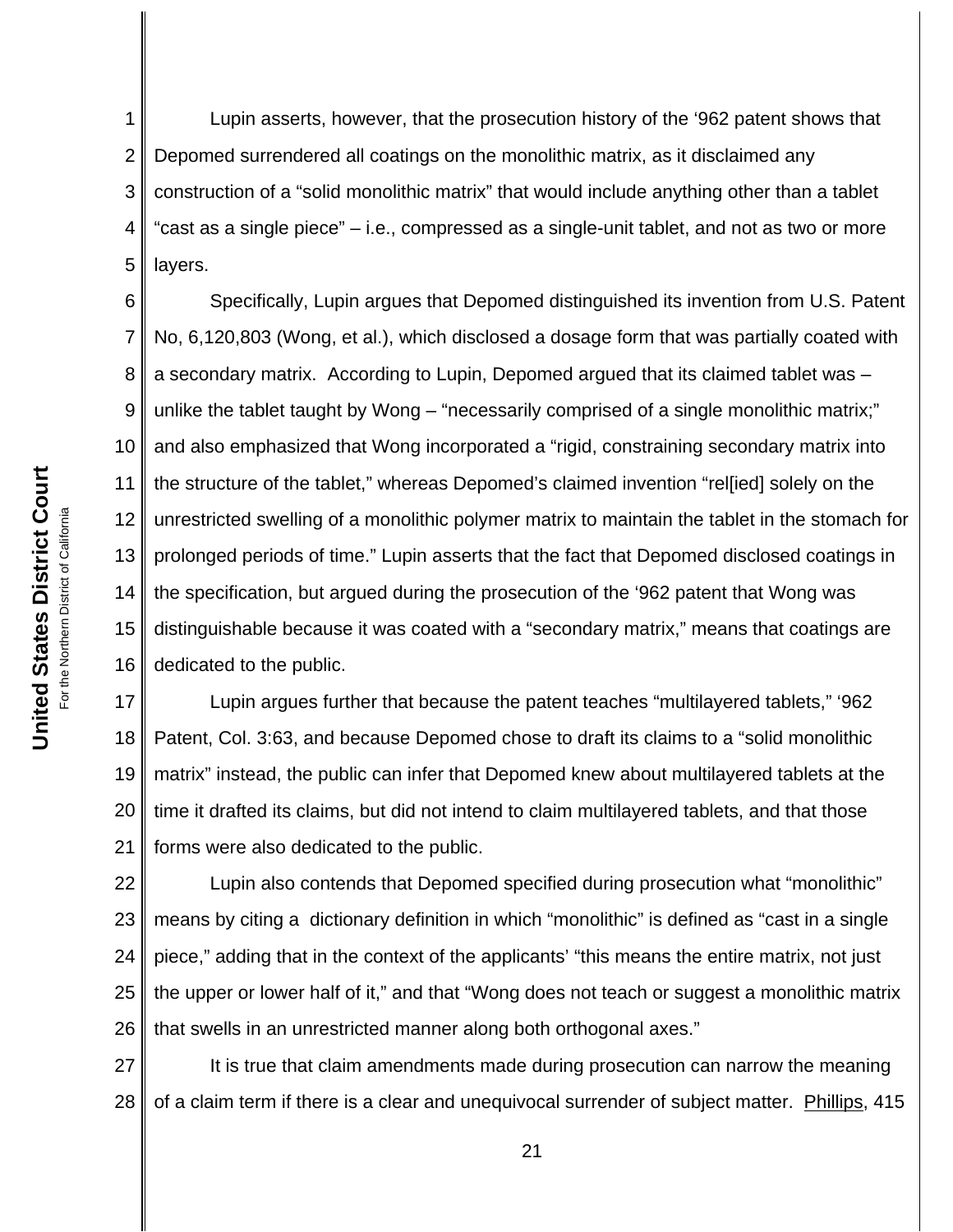Lupin asserts, however, that the prosecution history of the ‘962 patent shows that Depomed surrendered all coatings on the monolithic matrix, as it disclaimed any construction of a “solid monolithic matrix” that would include anything other than a tablet “cast as a single piece” – i.e., compressed as a single-unit tablet, and not as two or more layers.

Specifically, Lupin argues that Depomed distinguished its invention from U.S. Patent No, 6,120,803 (Wong, et al.), which disclosed a dosage form that was partially coated with a secondary matrix. According to Lupin, Depomed argued that its claimed tablet was – unlike the tablet taught by Wong – “necessarily comprised of a single monolithic matrix;” and also emphasized that Wong incorporated a “rigid, constraining secondary matrix into the structure of the tablet,” whereas Depomed’s claimed invention “rel[ied] solely on the unrestricted swelling of a monolithic polymer matrix to maintain the tablet in the stomach for prolonged periods of time.” Lupin asserts that the fact that Depomed disclosed coatings in the specification, but argued during the prosecution of the ‘962 patent that Wong was distinguishable because it was coated with a “secondary matrix,” means that coatings are dedicated to the public.

Lupin argues further that because the patent teaches “multilayered tablets,” ‘962 Patent, Col. 3:63, and because Depomed chose to draft its claims to a “solid monolithic matrix” instead, the public can infer that Depomed knew about multilayered tablets at the time it drafted its claims, but did not intend to claim multilayered tablets, and that those forms were also dedicated to the public.

Lupin also contends that Depomed specified during prosecution what “monolithic” means by citing a dictionary definition in which “monolithic” is defined as “cast in a single piece,” adding that in the context of the applicants’ “this means the entire matrix, not just the upper or lower half of it,” and that “Wong does not teach or suggest a monolithic matrix that swells in an unrestricted manner along both orthogonal axes.”

It is true that claim amendments made during prosecution can narrow the meaning of a claim term if there is a clear and unequivocal surrender of subject matter. Phillips, 415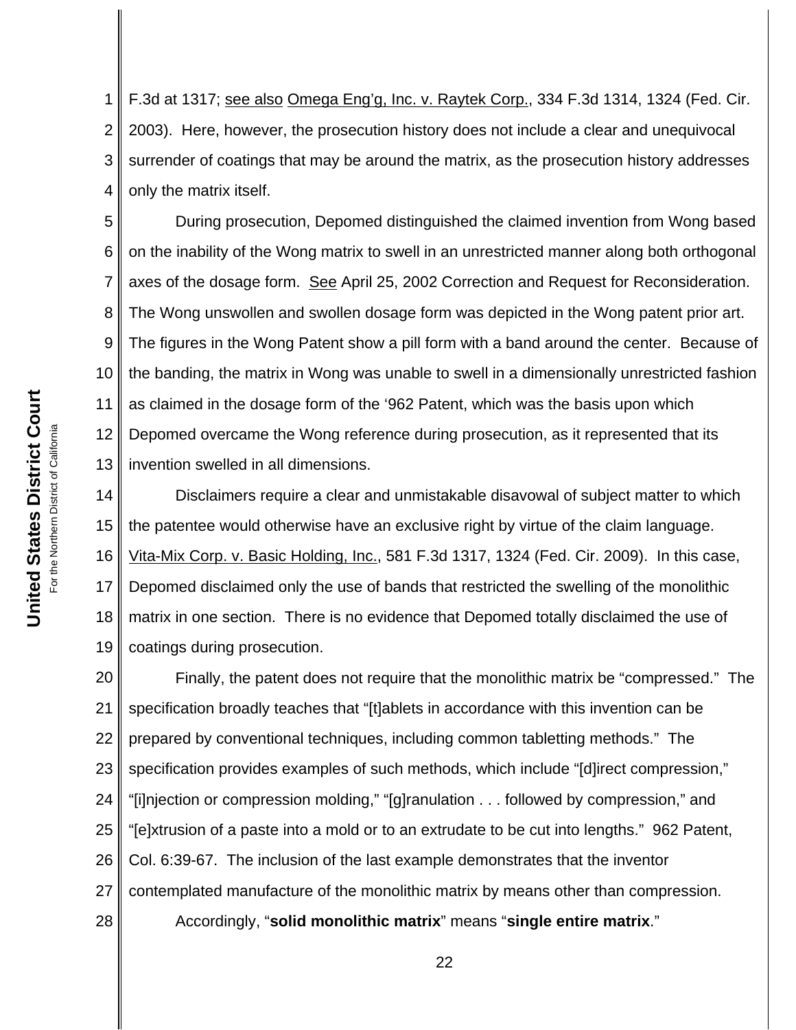F.3d at 1317; see also Omega Eng'g, Inc. v. Raytek Corp., 334 F.3d 1314, 1324 (Fed. Cir. 2003). Here, however, the prosecution history does not include a clear and unequivocal surrender of coatings that may be around the matrix, as the prosecution history addresses only the matrix itself.

During prosecution, Depomed distinguished the claimed invention from Wong based on the inability of the Wong matrix to swell in an unrestricted manner along both orthogonal axes of the dosage form. See April 25, 2002 Correction and Request for Reconsideration. The Wong unswollen and swollen dosage form was depicted in the Wong patent prior art. The figures in the Wong Patent show a pill form with a band around the center. Because of the banding, the matrix in Wong was unable to swell in a dimensionally unrestricted fashion as claimed in the dosage form of the '962 Patent, which was the basis upon which Depomed overcame the Wong reference during prosecution, as it represented that its invention swelled in all dimensions.

Disclaimers require a clear and unmistakable disavowal of subject matter to which the patentee would otherwise have an exclusive right by virtue of the claim language. Vita-Mix Corp. v. Basic Holding, Inc., 581 F.3d 1317, 1324 (Fed. Cir. 2009). In this case, Depomed disclaimed only the use of bands that restricted the swelling of the monolithic matrix in one section. There is no evidence that Depomed totally disclaimed the use of coatings during prosecution.

Finally, the patent does not require that the monolithic matrix be "compressed." The specification broadly teaches that "[t]ablets in accordance with this invention can be prepared by conventional techniques, including common tabletting methods." The specification provides examples of such methods, which include "[d]irect compression," "[i]njection or compression molding," "[g]ranulation . . . followed by compression," and "[e]xtrusion of a paste into a mold or to an extrudate to be cut into lengths." 962 Patent, Col. 6:39-67. The inclusion of the last example demonstrates that the inventor contemplated manufacture of the monolithic matrix by means other than compression.

Accordingly, "**solid monolithic matrix**" means "**single entire matrix**."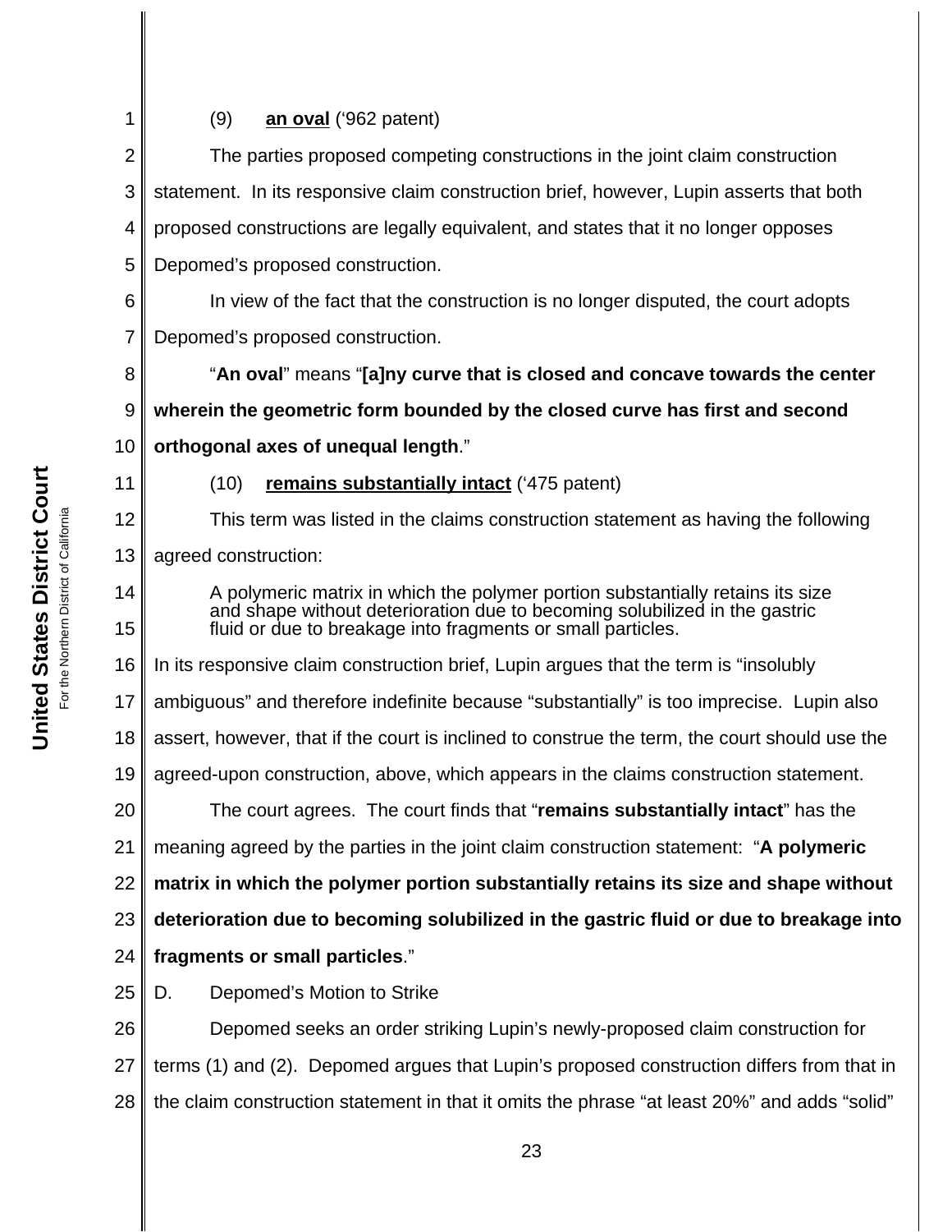(9) **an oval** ('962 patent)

The parties proposed competing constructions in the joint claim construction statement. In its responsive claim construction brief, however, Lupin asserts that both proposed constructions are legally equivalent, and states that it no longer opposes Depomed's proposed construction.

In view of the fact that the construction is no longer disputed, the court adopts Depomed's proposed construction.

"**An oval**" means "**[a]ny curve that is closed and concave towards the center wherein the geometric form bounded by the closed curve has first and second orthogonal axes of unequal length**."

(10) **remains substantially intact** ('475 patent)

This term was listed in the claims construction statement as having the following agreed construction:

> A polymeric matrix in which the polymer portion substantially retains its size and shape without deterioration due to becoming solubilized in the gastric fluid or due to breakage into fragments or small particles.

In its responsive claim construction brief, Lupin argues that the term is "insolubly ambiguous" and therefore indefinite because "substantially" is too imprecise. Lupin also assert, however, that if the court is inclined to construe the term, the court should use the agreed-upon construction, above, which appears in the claims construction statement.

The court agrees. The court finds that "**remains substantially intact**" has the meaning agreed by the parties in the joint claim construction statement: "**A polymeric matrix in which the polymer portion substantially retains its size and shape without deterioration due to becoming solubilized in the gastric fluid or due to breakage into fragments or small particles**."

D. Depomed's Motion to Strike

Depomed seeks an order striking Lupin's newly-proposed claim construction for terms (1) and (2). Depomed argues that Lupin's proposed construction differs from that in the claim construction statement in that it omits the phrase "at least 20%" and adds "solid"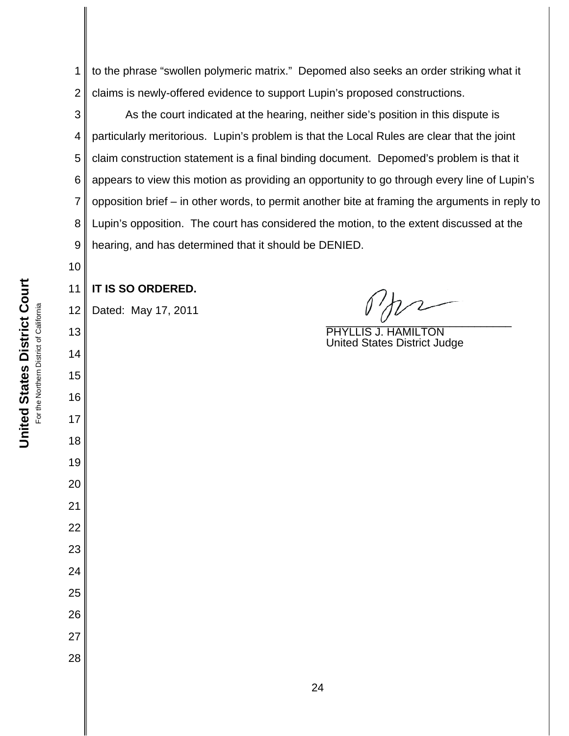to the phrase "swollen polymeric matrix." Depomed also seeks an order striking what it claims is newly-offered evidence to support Lupin's proposed constructions.

As the court indicated at the hearing, neither side's position in this dispute is particularly meritorious. Lupin's problem is that the Local Rules are clear that the joint claim construction statement is a final binding document. Depomed's problem is that it appears to view this motion as providing an opportunity to go through every line of Lupin's opposition brief – in other words, to permit another bite at framing the arguments in reply to Lupin's opposition. The court has considered the motion, to the extent discussed at the hearing, and has determined that it should be DENIED.

**IT IS SO ORDERED.**

Dated: May 17, 2011

______________________________
PHYLLIS J. HAMILTON
United States District Judge